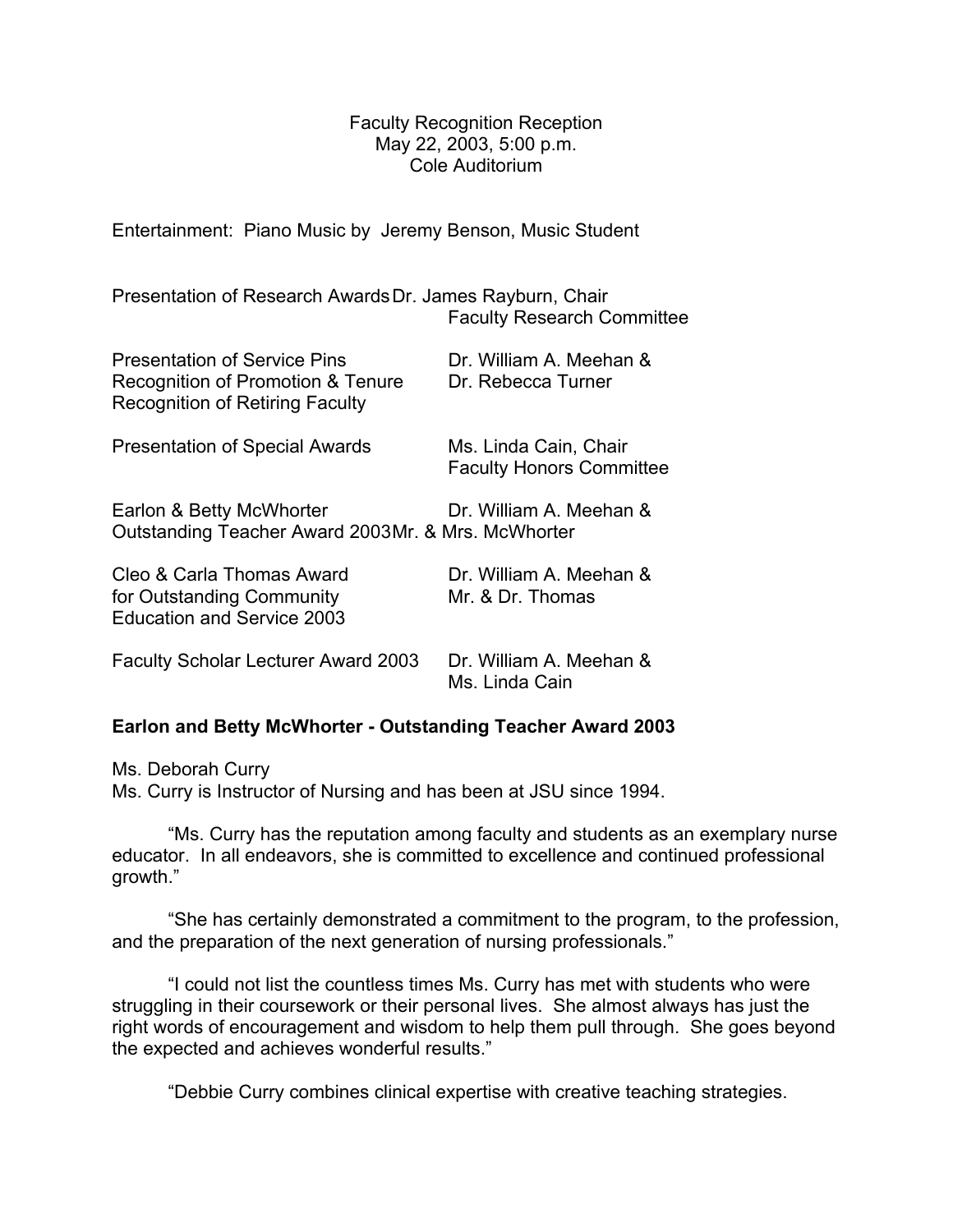Faculty Recognition Reception
May 22, 2003, 5:00 p.m.
Cole Auditorium

Entertainment: Piano Music by Jeremy Benson, Music Student

| | |
|---|---|
| Presentation of Research Awards | Dr. James Rayburn, Chair<br>Faculty Research Committee |
| Presentation of Service Pins<br>Recognition of Promotion & Tenure<br>Recognition of Retiring Faculty | Dr. William A. Meehan &<br>Dr. Rebecca Turner |
| Presentation of Special Awards | Ms. Linda Cain, Chair<br>Faculty Honors Committee |
| Earlon & Betty McWhorter<br>Outstanding Teacher Award 2003 | Dr. William A. Meehan &<br>Mr. & Mrs. McWhorter |
| Cleo & Carla Thomas Award<br>for Outstanding Community<br>Education and Service 2003 | Dr. William A. Meehan &<br>Mr. & Dr. Thomas |
| Faculty Scholar Lecturer Award 2003 | Dr. William A. Meehan &<br>Ms. Linda Cain |

**Earlon and Betty McWhorter - Outstanding Teacher Award 2003**

Ms. Deborah Curry
Ms. Curry is Instructor of Nursing and has been at JSU since 1994.

"Ms. Curry has the reputation among faculty and students as an exemplary nurse educator. In all endeavors, she is committed to excellence and continued professional growth."

"She has certainly demonstrated a commitment to the program, to the profession, and the preparation of the next generation of nursing professionals."

"I could not list the countless times Ms. Curry has met with students who were struggling in their coursework or their personal lives. She almost always has just the right words of encouragement and wisdom to help them pull through. She goes beyond the expected and achieves wonderful results."

"Debbie Curry combines clinical expertise with creative teaching strategies.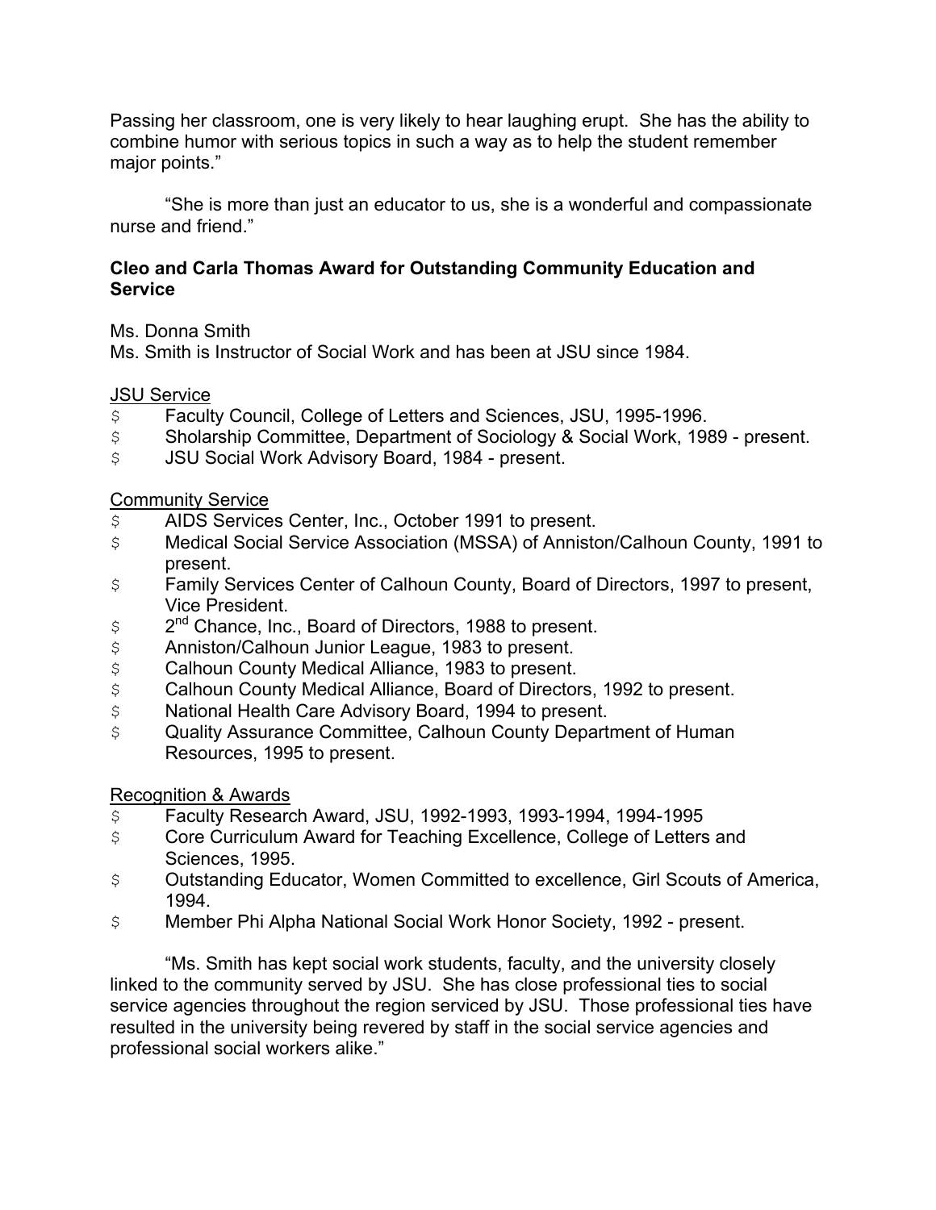Passing her classroom, one is very likely to hear laughing erupt. She has the ability to combine humor with serious topics in such a way as to help the student remember major points."

"She is more than just an educator to us, she is a wonderful and compassionate nurse and friend."

**Cleo and Carla Thomas Award for Outstanding Community Education and Service**

Ms. Donna Smith
Ms. Smith is Instructor of Social Work and has been at JSU since 1984.

JSU Service

- Faculty Council, College of Letters and Sciences, JSU, 1995-1996.
- Sholarship Committee, Department of Sociology & Social Work, 1989 - present.
- JSU Social Work Advisory Board, 1984 - present.

Community Service

- AIDS Services Center, Inc., October 1991 to present.
- Medical Social Service Association (MSSA) of Anniston/Calhoun County, 1991 to present.
- Family Services Center of Calhoun County, Board of Directors, 1997 to present, Vice President.
- 2nd Chance, Inc., Board of Directors, 1988 to present.
- Anniston/Calhoun Junior League, 1983 to present.
- Calhoun County Medical Alliance, 1983 to present.
- Calhoun County Medical Alliance, Board of Directors, 1992 to present.
- National Health Care Advisory Board, 1994 to present.
- Quality Assurance Committee, Calhoun County Department of Human Resources, 1995 to present.

Recognition & Awards

- Faculty Research Award, JSU, 1992-1993, 1993-1994, 1994-1995
- Core Curriculum Award for Teaching Excellence, College of Letters and Sciences, 1995.
- Outstanding Educator, Women Committed to excellence, Girl Scouts of America, 1994.
- Member Phi Alpha National Social Work Honor Society, 1992 - present.

"Ms. Smith has kept social work students, faculty, and the university closely linked to the community served by JSU. She has close professional ties to social service agencies throughout the region serviced by JSU. Those professional ties have resulted in the university being revered by staff in the social service agencies and professional social workers alike."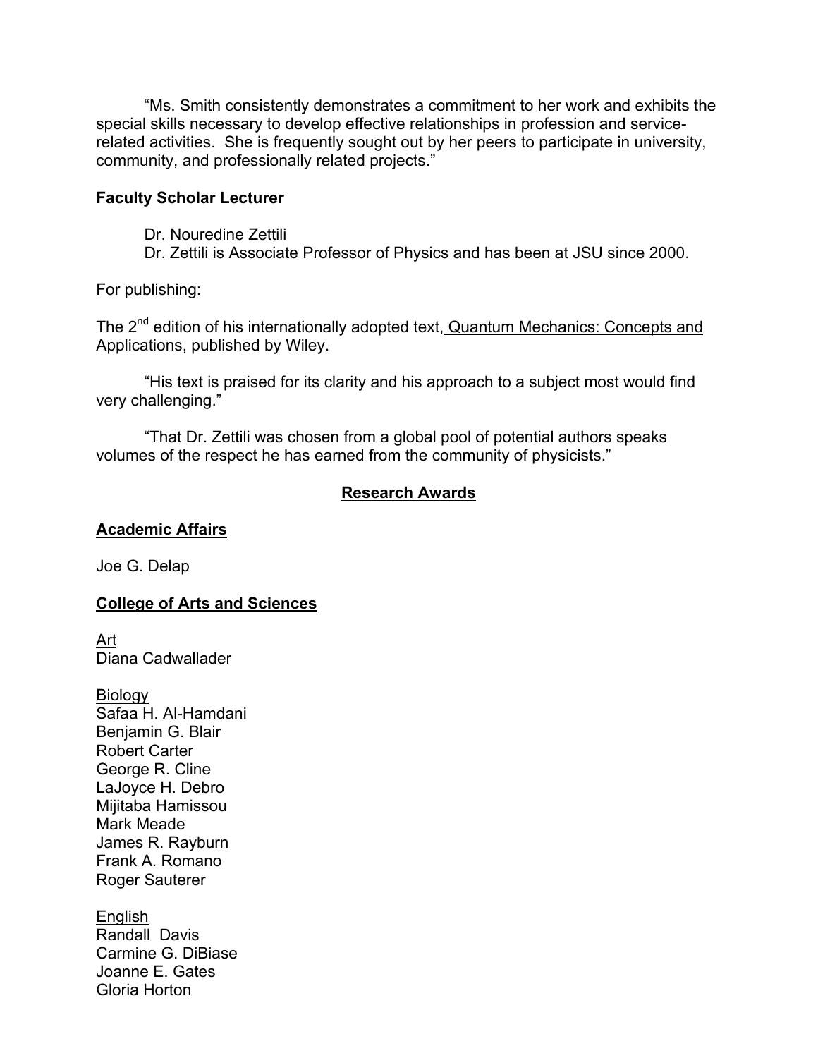"Ms. Smith consistently demonstrates a commitment to her work and exhibits the special skills necessary to develop effective relationships in profession and service-related activities. She is frequently sought out by her peers to participate in university, community, and professionally related projects."

**Faculty Scholar Lecturer**

Dr. Nouredine Zettili
Dr. Zettili is Associate Professor of Physics and has been at JSU since 2000.

For publishing:

The 2nd edition of his internationally adopted text, Quantum Mechanics: Concepts and Applications, published by Wiley.

"His text is praised for its clarity and his approach to a subject most would find very challenging."

"That Dr. Zettili was chosen from a global pool of potential authors speaks volumes of the respect he has earned from the community of physicists."

## Research Awards

### Academic Affairs

Joe G. Delap

### College of Arts and Sciences

Art
Diana Cadwallader

Biology
Safaa H. Al-Hamdani
Benjamin G. Blair
Robert Carter
George R. Cline
LaJoyce H. Debro
Mijitaba Hamissou
Mark Meade
James R. Rayburn
Frank A. Romano
Roger Sauterer

English
Randall Davis
Carmine G. DiBiase
Joanne E. Gates
Gloria Horton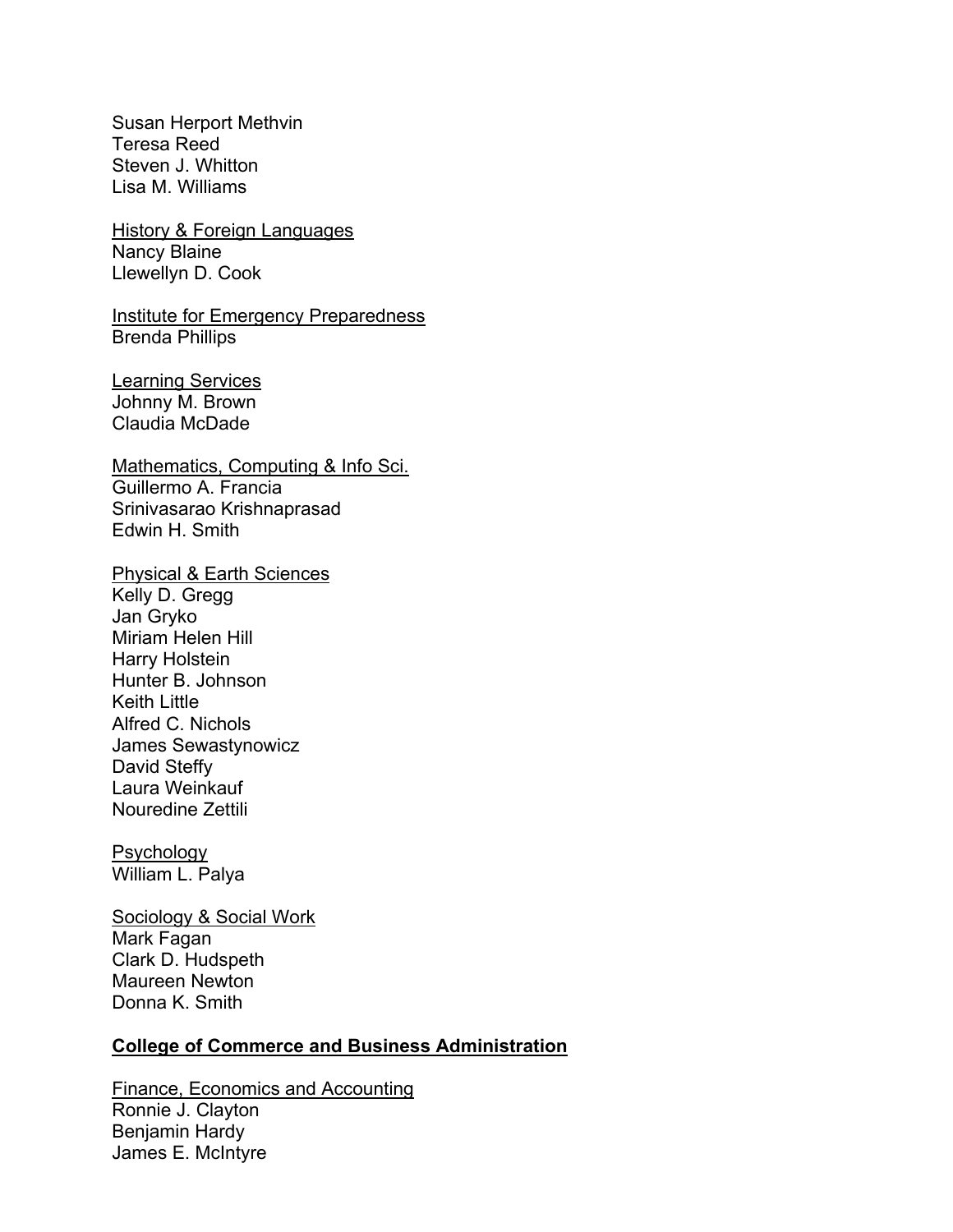Susan Herport Methvin
Teresa Reed
Steven J. Whitton
Lisa M. Williams

<u>History & Foreign Languages</u>
Nancy Blaine
Llewellyn D. Cook

<u>Institute for Emergency Preparedness</u>
Brenda Phillips

<u>Learning Services</u>
Johnny M. Brown
Claudia McDade

<u>Mathematics, Computing & Info Sci.</u>
Guillermo A. Francia
Srinivasarao Krishnaprasad
Edwin H. Smith

<u>Physical & Earth Sciences</u>
Kelly D. Gregg
Jan Gryko
Miriam Helen Hill
Harry Holstein
Hunter B. Johnson
Keith Little
Alfred C. Nichols
James Sewastynowicz
David Steffy
Laura Weinkauf
Nouredine Zettili

<u>Psychology</u>
William L. Palya

<u>Sociology & Social Work</u>
Mark Fagan
Clark D. Hudspeth
Maureen Newton
Donna K. Smith

## College of Commerce and Business Administration

<u>Finance, Economics and Accounting</u>
Ronnie J. Clayton
Benjamin Hardy
James E. McIntyre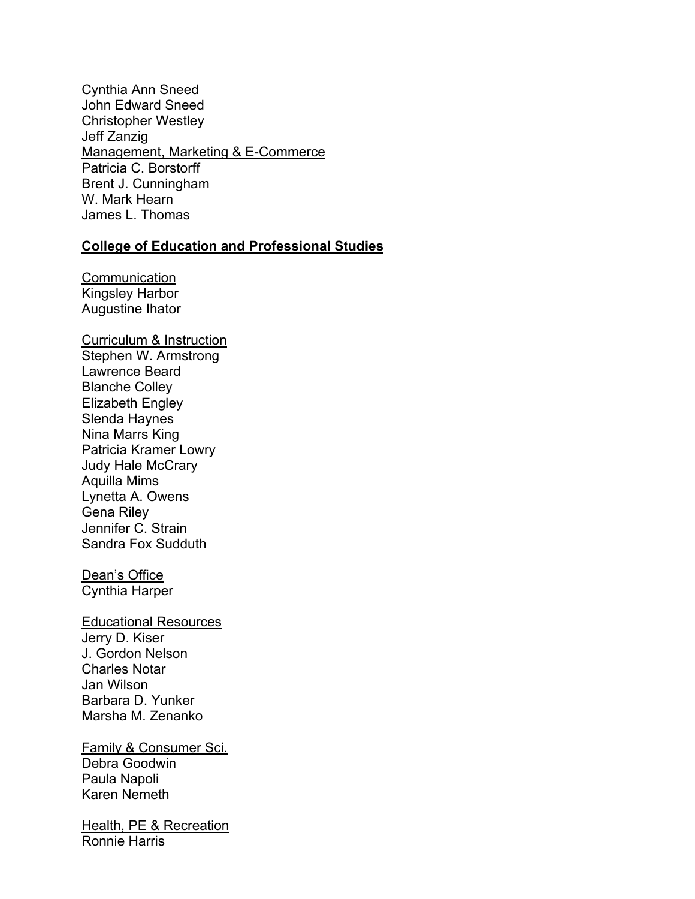Cynthia Ann Sneed
John Edward Sneed
Christopher Westley
Jeff Zanzig

Management, Marketing & E-Commerce
Patricia C. Borstorff
Brent J. Cunningham
W. Mark Hearn
James L. Thomas

## College of Education and Professional Studies

Communication
Kingsley Harbor
Augustine Ihator

Curriculum & Instruction
Stephen W. Armstrong
Lawrence Beard
Blanche Colley
Elizabeth Engley
Slenda Haynes
Nina Marrs King
Patricia Kramer Lowry
Judy Hale McCrary
Aquilla Mims
Lynetta A. Owens
Gena Riley
Jennifer C. Strain
Sandra Fox Sudduth

Dean's Office
Cynthia Harper

Educational Resources
Jerry D. Kiser
J. Gordon Nelson
Charles Notar
Jan Wilson
Barbara D. Yunker
Marsha M. Zenanko

Family & Consumer Sci.
Debra Goodwin
Paula Napoli
Karen Nemeth

Health, PE & Recreation
Ronnie Harris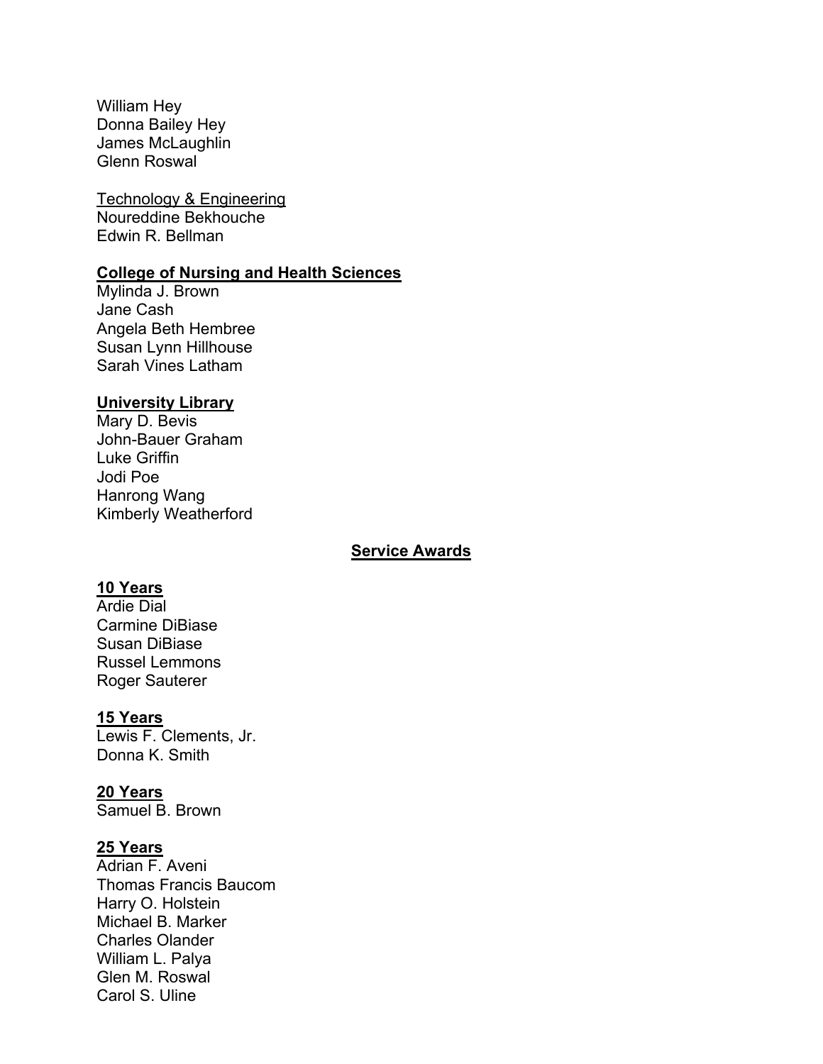William Hey
Donna Bailey Hey
James McLaughlin
Glenn Roswal

<u>Technology & Engineering</u>
Noureddine Bekhouche
Edwin R. Bellman

**<u>College of Nursing and Health Sciences</u>**
Mylinda J. Brown
Jane Cash
Angela Beth Hembree
Susan Lynn Hillhouse
Sarah Vines Latham

**<u>University Library</u>**
Mary D. Bevis
John-Bauer Graham
Luke Griffin
Jodi Poe
Hanrong Wang
Kimberly Weatherford

## Service Awards

**10 Years**
Ardie Dial
Carmine DiBiase
Susan DiBiase
Russel Lemmons
Roger Sauterer

**15 Years**
Lewis F. Clements, Jr.
Donna K. Smith

**20 Years**
Samuel B. Brown

**25 Years**
Adrian F. Aveni
Thomas Francis Baucom
Harry O. Holstein
Michael B. Marker
Charles Olander
William L. Palya
Glen M. Roswal
Carol S. Uline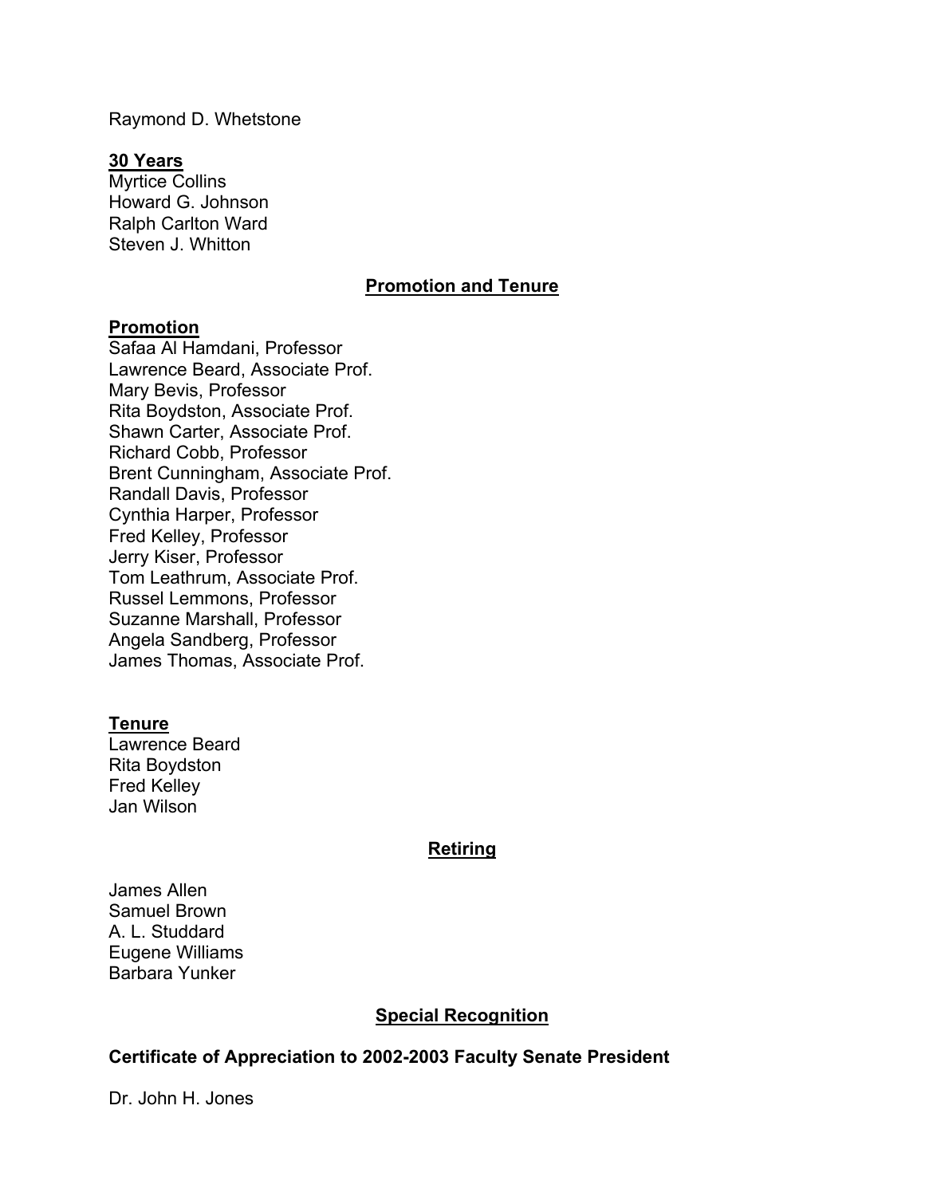Raymond D. Whetstone

**30 Years**
Myrtice Collins
Howard G. Johnson
Ralph Carlton Ward
Steven J. Whitton

## Promotion and Tenure

**Promotion**
Safaa Al Hamdani, Professor
Lawrence Beard, Associate Prof.
Mary Bevis, Professor
Rita Boydston, Associate Prof.
Shawn Carter, Associate Prof.
Richard Cobb, Professor
Brent Cunningham, Associate Prof.
Randall Davis, Professor
Cynthia Harper, Professor
Fred Kelley, Professor
Jerry Kiser, Professor
Tom Leathrum, Associate Prof.
Russel Lemmons, Professor
Suzanne Marshall, Professor
Angela Sandberg, Professor
James Thomas, Associate Prof.

**Tenure**
Lawrence Beard
Rita Boydston
Fred Kelley
Jan Wilson

## Retiring

James Allen
Samuel Brown
A. L. Studdard
Eugene Williams
Barbara Yunker

## Special Recognition

### Certificate of Appreciation to 2002-2003 Faculty Senate President

Dr. John H. Jones